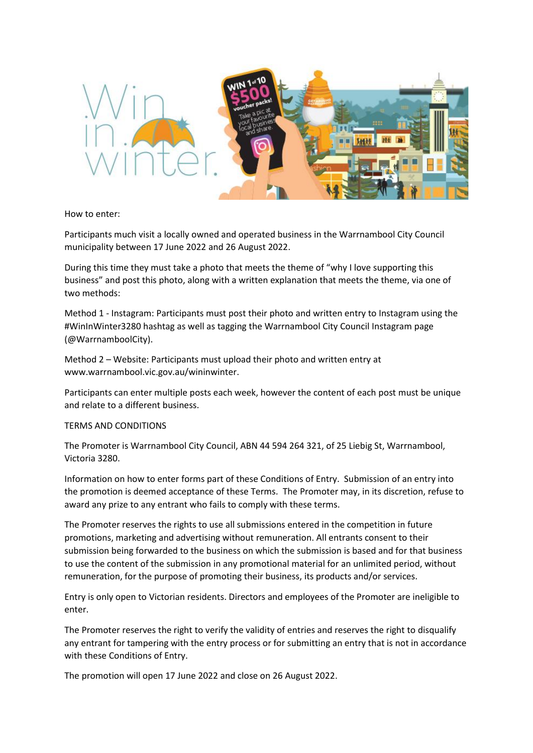How to enter:

Participants much visit a locally owned and operated business in the Warrnambool City Council municipality between 17 June 2022 and 26 August 2022.

During this time they must take a photo that meets the theme of "why I love supporting this business" and post this photo, along with a written explanation that meets the theme, via one of two methods:

Method 1 - Instagram: Participants must post their photo and written entry to Instagram using the #WinInWinter3280 hashtag as well as tagging the Warrnambool City Council Instagram page (@WarrnamboolCity).

Method 2 – Website: Participants must upload their photo and written entry at www.warrnambool.vic.gov.au/wininwinter.

Participants can enter multiple posts each week, however the content of each post must be unique and relate to a different business.

TERMS AND CONDITIONS

The Promoter is Warrnambool City Council, ABN 44 594 264 321, of 25 Liebig St, Warrnambool, Victoria 3280.

Information on how to enter forms part of these Conditions of Entry. Submission of an entry into the promotion is deemed acceptance of these Terms. The Promoter may, in its discretion, refuse to award any prize to any entrant who fails to comply with these terms.

The Promoter reserves the rights to use all submissions entered in the competition in future promotions, marketing and advertising without remuneration. All entrants consent to their submission being forwarded to the business on which the submission is based and for that business to use the content of the submission in any promotional material for an unlimited period, without remuneration, for the purpose of promoting their business, its products and/or services.

Entry is only open to Victorian residents. Directors and employees of the Promoter are ineligible to enter.

The Promoter reserves the right to verify the validity of entries and reserves the right to disqualify any entrant for tampering with the entry process or for submitting an entry that is not in accordance with these Conditions of Entry.

The promotion will open 17 June 2022 and close on 26 August 2022.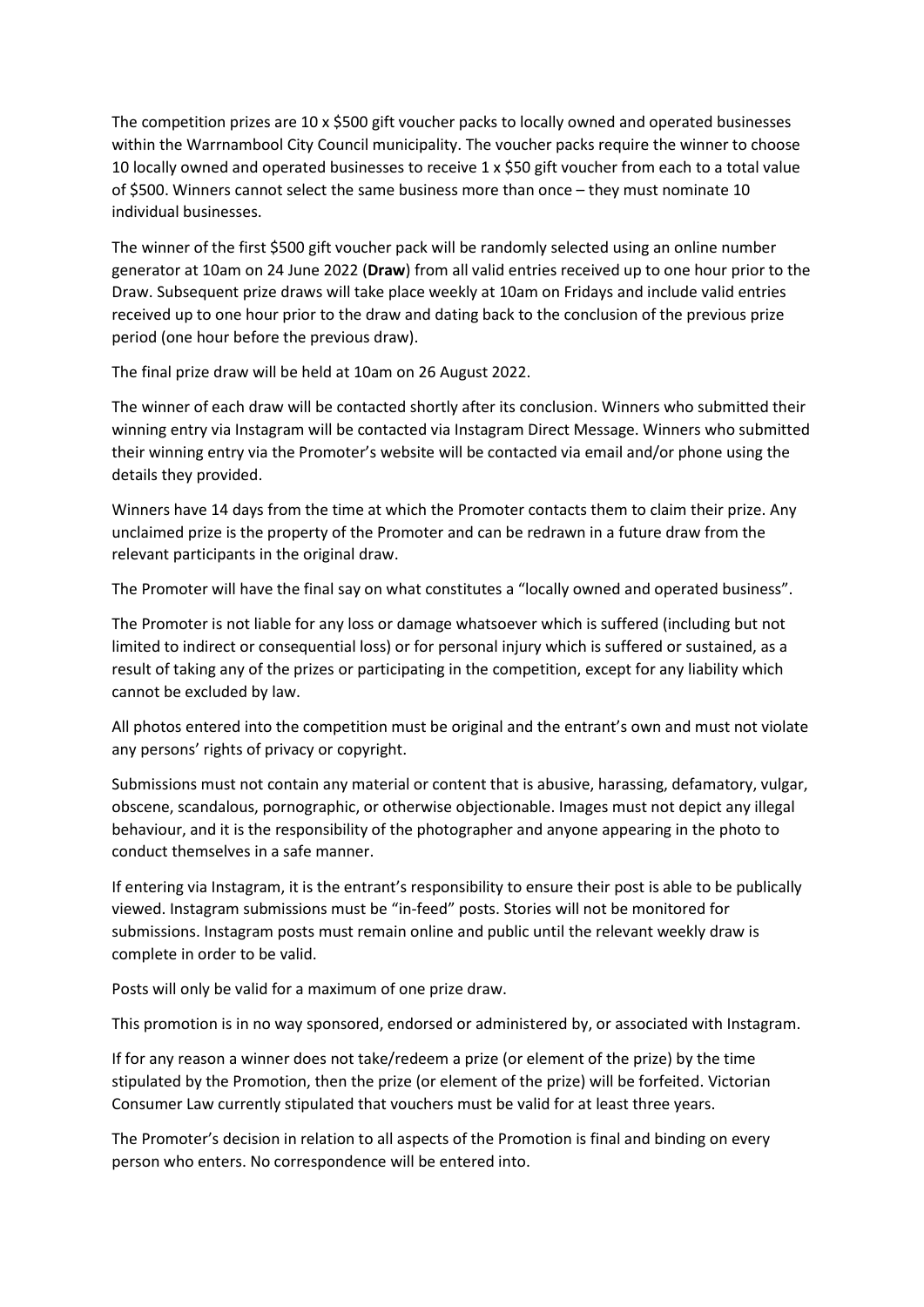The competition prizes are 10 x $500 gift voucher packs to locally owned and operated businesses within the Warrnambool City Council municipality. The voucher packs require the winner to choose 10 locally owned and operated businesses to receive 1 x $50 gift voucher from each to a total value of $500. Winners cannot select the same business more than once – they must nominate 10 individual businesses.

The winner of the first $500 gift voucher pack will be randomly selected using an online number generator at 10am on 24 June 2022 (**Draw**) from all valid entries received up to one hour prior to the Draw. Subsequent prize draws will take place weekly at 10am on Fridays and include valid entries received up to one hour prior to the draw and dating back to the conclusion of the previous prize period (one hour before the previous draw).

The final prize draw will be held at 10am on 26 August 2022.

The winner of each draw will be contacted shortly after its conclusion. Winners who submitted their winning entry via Instagram will be contacted via Instagram Direct Message. Winners who submitted their winning entry via the Promoter's website will be contacted via email and/or phone using the details they provided.

Winners have 14 days from the time at which the Promoter contacts them to claim their prize. Any unclaimed prize is the property of the Promoter and can be redrawn in a future draw from the relevant participants in the original draw.

The Promoter will have the final say on what constitutes a "locally owned and operated business".

The Promoter is not liable for any loss or damage whatsoever which is suffered (including but not limited to indirect or consequential loss) or for personal injury which is suffered or sustained, as a result of taking any of the prizes or participating in the competition, except for any liability which cannot be excluded by law.

All photos entered into the competition must be original and the entrant's own and must not violate any persons' rights of privacy or copyright.

Submissions must not contain any material or content that is abusive, harassing, defamatory, vulgar, obscene, scandalous, pornographic, or otherwise objectionable. Images must not depict any illegal behaviour, and it is the responsibility of the photographer and anyone appearing in the photo to conduct themselves in a safe manner.

If entering via Instagram, it is the entrant's responsibility to ensure their post is able to be publically viewed. Instagram submissions must be "in-feed" posts. Stories will not be monitored for submissions. Instagram posts must remain online and public until the relevant weekly draw is complete in order to be valid.

Posts will only be valid for a maximum of one prize draw.

This promotion is in no way sponsored, endorsed or administered by, or associated with Instagram.

If for any reason a winner does not take/redeem a prize (or element of the prize) by the time stipulated by the Promotion, then the prize (or element of the prize) will be forfeited. Victorian Consumer Law currently stipulated that vouchers must be valid for at least three years.

The Promoter's decision in relation to all aspects of the Promotion is final and binding on every person who enters. No correspondence will be entered into.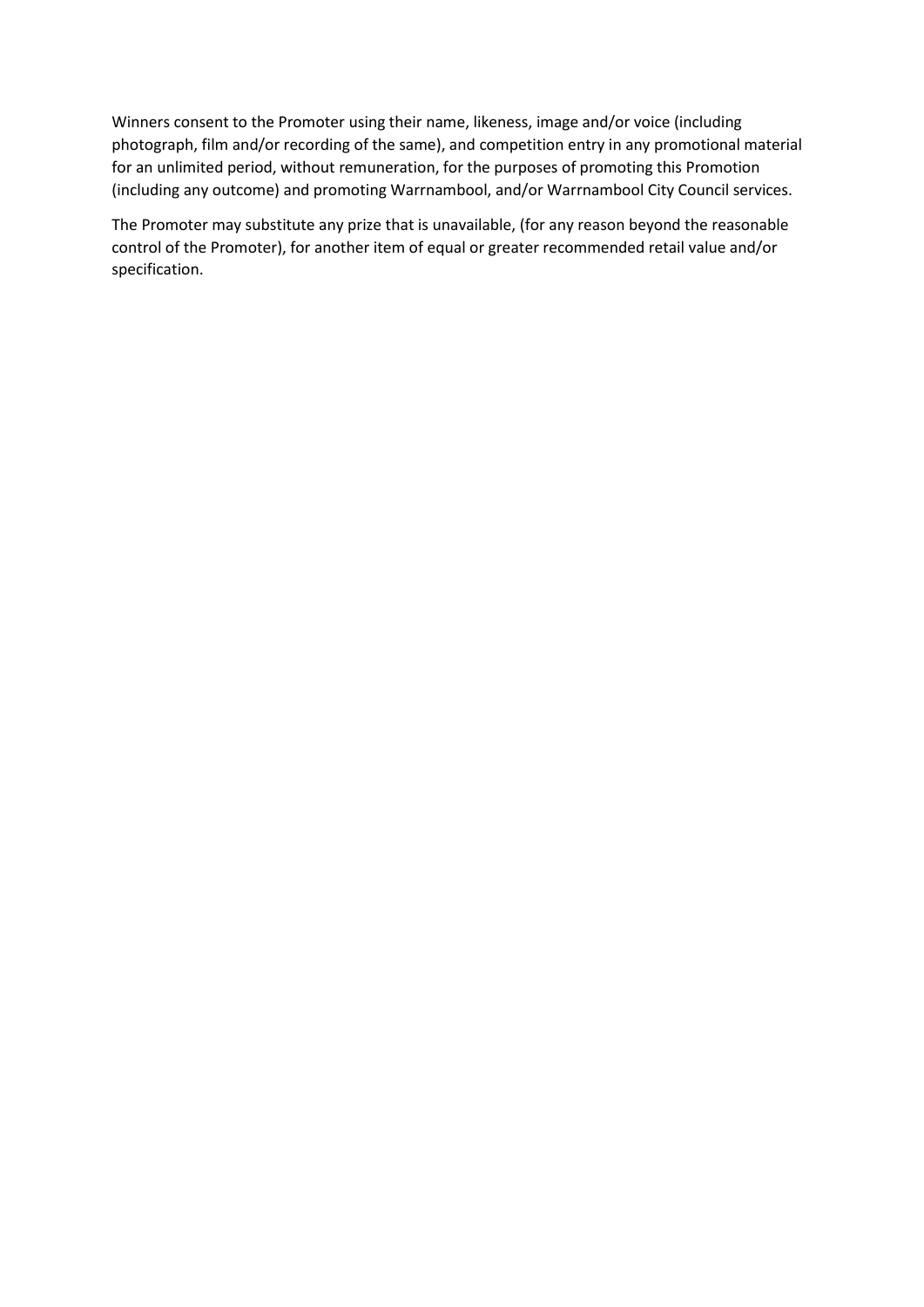Winners consent to the Promoter using their name, likeness, image and/or voice (including photograph, film and/or recording of the same), and competition entry in any promotional material for an unlimited period, without remuneration, for the purposes of promoting this Promotion (including any outcome) and promoting Warrnambool, and/or Warrnambool City Council services.

The Promoter may substitute any prize that is unavailable, (for any reason beyond the reasonable control of the Promoter), for another item of equal or greater recommended retail value and/or specification.